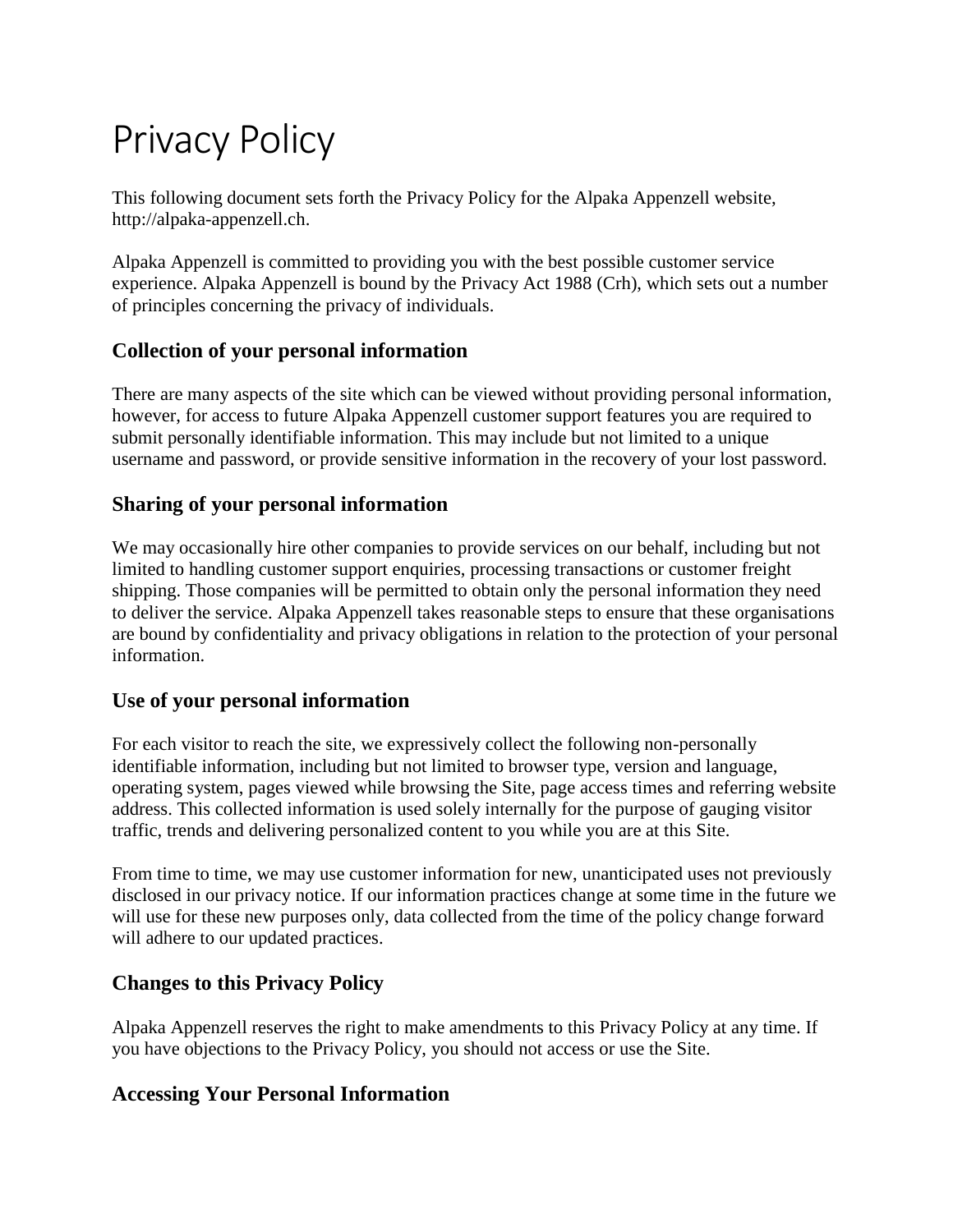# Privacy Policy

This following document sets forth the Privacy Policy for the Alpaka Appenzell website, http://alpaka-appenzell.ch.

Alpaka Appenzell is committed to providing you with the best possible customer service experience. Alpaka Appenzell is bound by the Privacy Act 1988 (Crh), which sets out a number of principles concerning the privacy of individuals.

## Collection of your personal information

There are many aspects of the site which can be viewed without providing personal information, however, for access to future Alpaka Appenzell customer support features you are required to submit personally identifiable information. This may include but not limited to a unique username and password, or provide sensitive information in the recovery of your lost password.

## Sharing of your personal information

We may occasionally hire other companies to provide services on our behalf, including but not limited to handling customer support enquiries, processing transactions or customer freight shipping. Those companies will be permitted to obtain only the personal information they need to deliver the service. Alpaka Appenzell takes reasonable steps to ensure that these organisations are bound by confidentiality and privacy obligations in relation to the protection of your personal information.

## Use of your personal information

For each visitor to reach the site, we expressively collect the following non-personally identifiable information, including but not limited to browser type, version and language, operating system, pages viewed while browsing the Site, page access times and referring website address. This collected information is used solely internally for the purpose of gauging visitor traffic, trends and delivering personalized content to you while you are at this Site.

From time to time, we may use customer information for new, unanticipated uses not previously disclosed in our privacy notice. If our information practices change at some time in the future we will use for these new purposes only, data collected from the time of the policy change forward will adhere to our updated practices.

## Changes to this Privacy Policy

Alpaka Appenzell reserves the right to make amendments to this Privacy Policy at any time. If you have objections to the Privacy Policy, you should not access or use the Site.

## Accessing Your Personal Information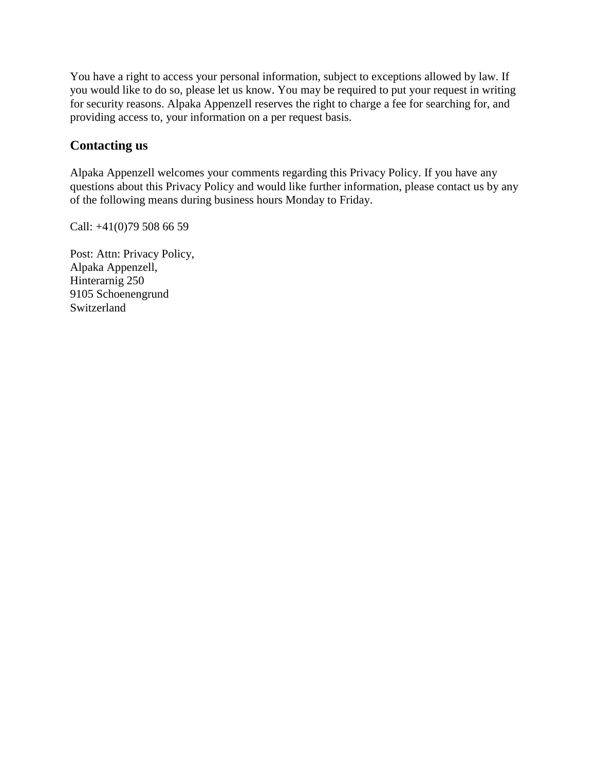You have a right to access your personal information, subject to exceptions allowed by law. If you would like to do so, please let us know. You may be required to put your request in writing for security reasons. Alpaka Appenzell reserves the right to charge a fee for searching for, and providing access to, your information on a per request basis.

## Contacting us

Alpaka Appenzell welcomes your comments regarding this Privacy Policy. If you have any questions about this Privacy Policy and would like further information, please contact us by any of the following means during business hours Monday to Friday.

Call: +41(0)79 508 66 59

Post: Attn: Privacy Policy,
Alpaka Appenzell,
Hinterarnig 250
9105 Schoenengrund
Switzerland